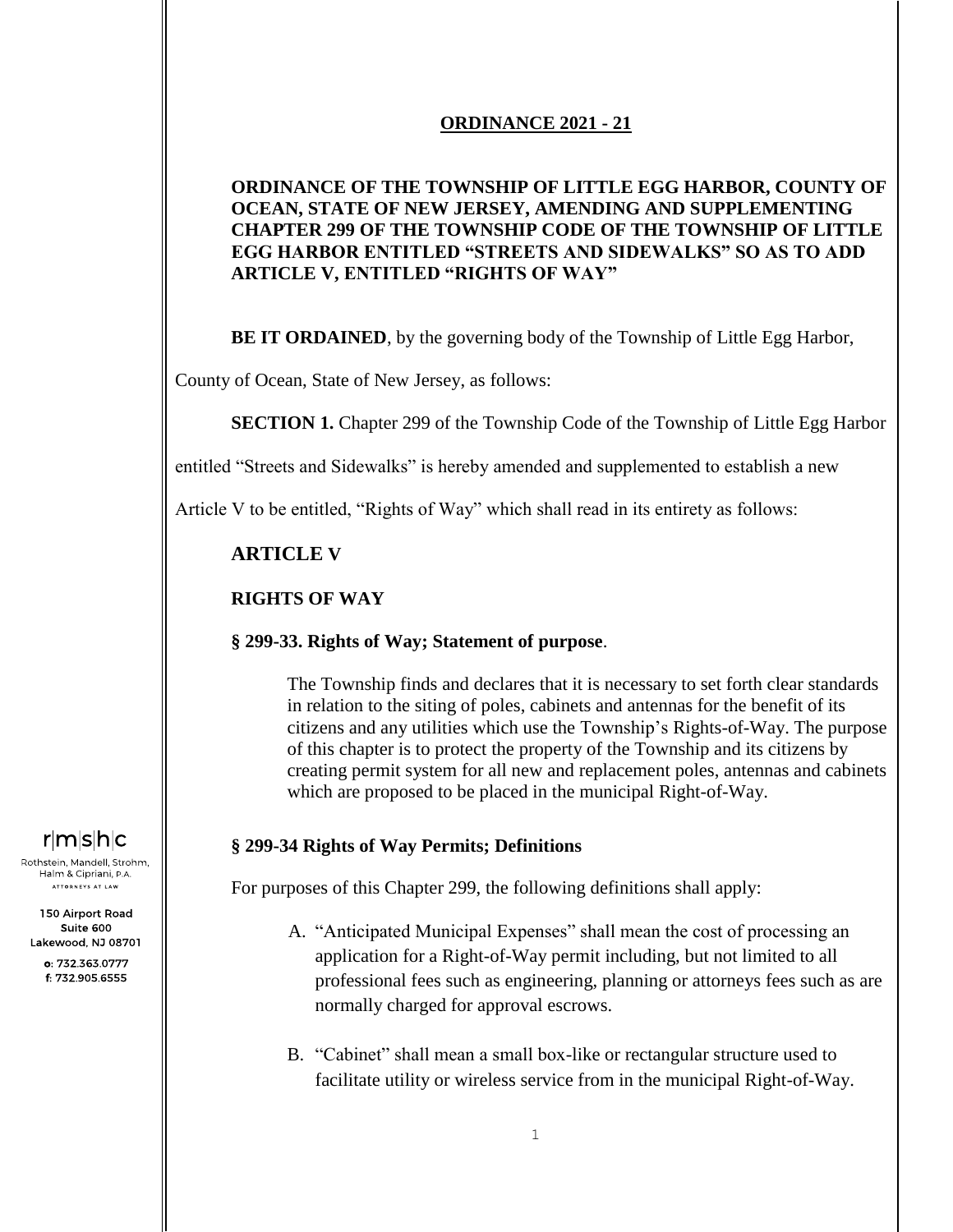**ORDINANCE 2021 - 21**

**ORDINANCE OF THE TOWNSHIP OF LITTLE EGG HARBOR, COUNTY OF OCEAN, STATE OF NEW JERSEY, AMENDING AND SUPPLEMENTING CHAPTER 299 OF THE TOWNSHIP CODE OF THE TOWNSHIP OF LITTLE EGG HARBOR ENTITLED "STREETS AND SIDEWALKS" SO AS TO ADD ARTICLE V, ENTITLED "RIGHTS OF WAY"**

**BE IT ORDAINED**, by the governing body of the Township of Little Egg Harbor, County of Ocean, State of New Jersey, as follows:

**SECTION 1.** Chapter 299 of the Township Code of the Township of Little Egg Harbor entitled "Streets and Sidewalks" is hereby amended and supplemented to establish a new Article V to be entitled, "Rights of Way" which shall read in its entirety as follows:

## ARTICLE V

### RIGHTS OF WAY

**§ 299-33. Rights of Way; Statement of purpose**.

The Township finds and declares that it is necessary to set forth clear standards in relation to the siting of poles, cabinets and antennas for the benefit of its citizens and any utilities which use the Township's Rights-of-Way. The purpose of this chapter is to protect the property of the Township and its citizens by creating permit system for all new and replacement poles, antennas and cabinets which are proposed to be placed in the municipal Right-of-Way.

**§ 299-34 Rights of Way Permits; Definitions**

For purposes of this Chapter 299, the following definitions shall apply:

A. "Anticipated Municipal Expenses" shall mean the cost of processing an application for a Right-of-Way permit including, but not limited to all professional fees such as engineering, planning or attorneys fees such as are normally charged for approval escrows.

B. "Cabinet" shall mean a small box-like or rectangular structure used to facilitate utility or wireless service from in the municipal Right-of-Way.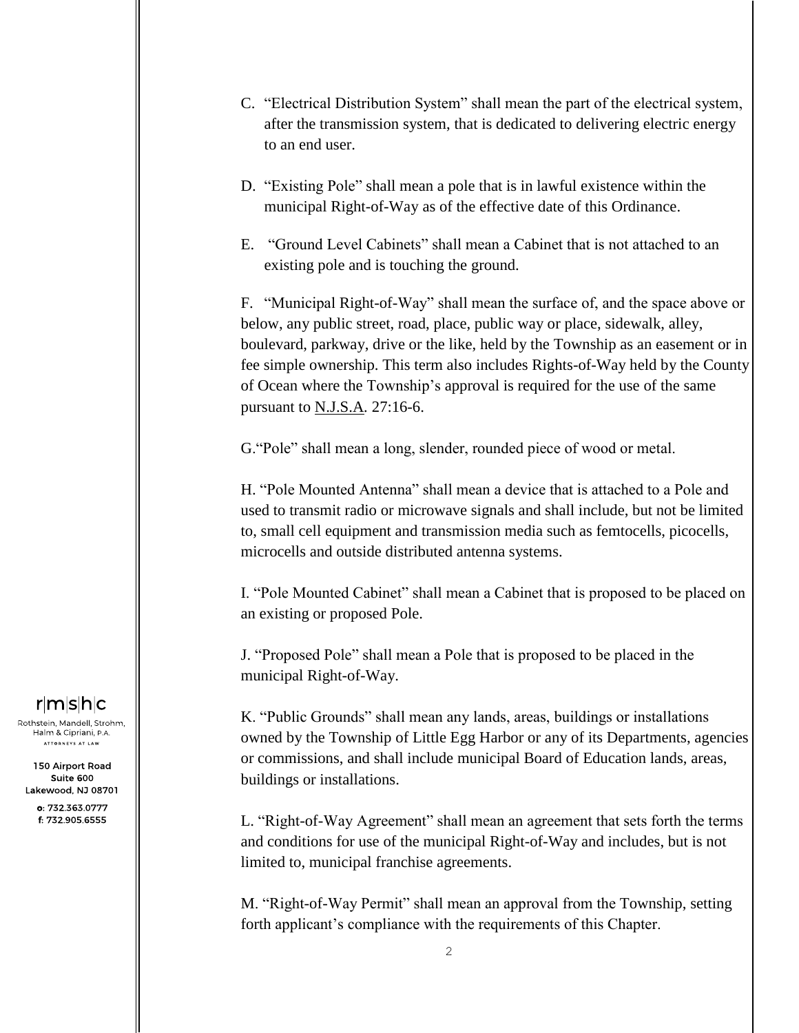C. "Electrical Distribution System" shall mean the part of the electrical system, after the transmission system, that is dedicated to delivering electric energy to an end user.

D. "Existing Pole" shall mean a pole that is in lawful existence within the municipal Right-of-Way as of the effective date of this Ordinance.

E. "Ground Level Cabinets" shall mean a Cabinet that is not attached to an existing pole and is touching the ground.

F. "Municipal Right-of-Way" shall mean the surface of, and the space above or below, any public street, road, place, public way or place, sidewalk, alley, boulevard, parkway, drive or the like, held by the Township as an easement or in fee simple ownership. This term also includes Rights-of-Way held by the County of Ocean where the Township's approval is required for the use of the same pursuant to N.J.S.A. 27:16-6.

G. "Pole" shall mean a long, slender, rounded piece of wood or metal.

H. "Pole Mounted Antenna" shall mean a device that is attached to a Pole and used to transmit radio or microwave signals and shall include, but not be limited to, small cell equipment and transmission media such as femtocells, picocells, microcells and outside distributed antenna systems.

I. "Pole Mounted Cabinet" shall mean a Cabinet that is proposed to be placed on an existing or proposed Pole.

J. "Proposed Pole" shall mean a Pole that is proposed to be placed in the municipal Right-of-Way.

K. "Public Grounds" shall mean any lands, areas, buildings or installations owned by the Township of Little Egg Harbor or any of its Departments, agencies or commissions, and shall include municipal Board of Education lands, areas, buildings or installations.

L. "Right-of-Way Agreement" shall mean an agreement that sets forth the terms and conditions for use of the municipal Right-of-Way and includes, but is not limited to, municipal franchise agreements.

M. "Right-of-Way Permit" shall mean an approval from the Township, setting forth applicant's compliance with the requirements of this Chapter.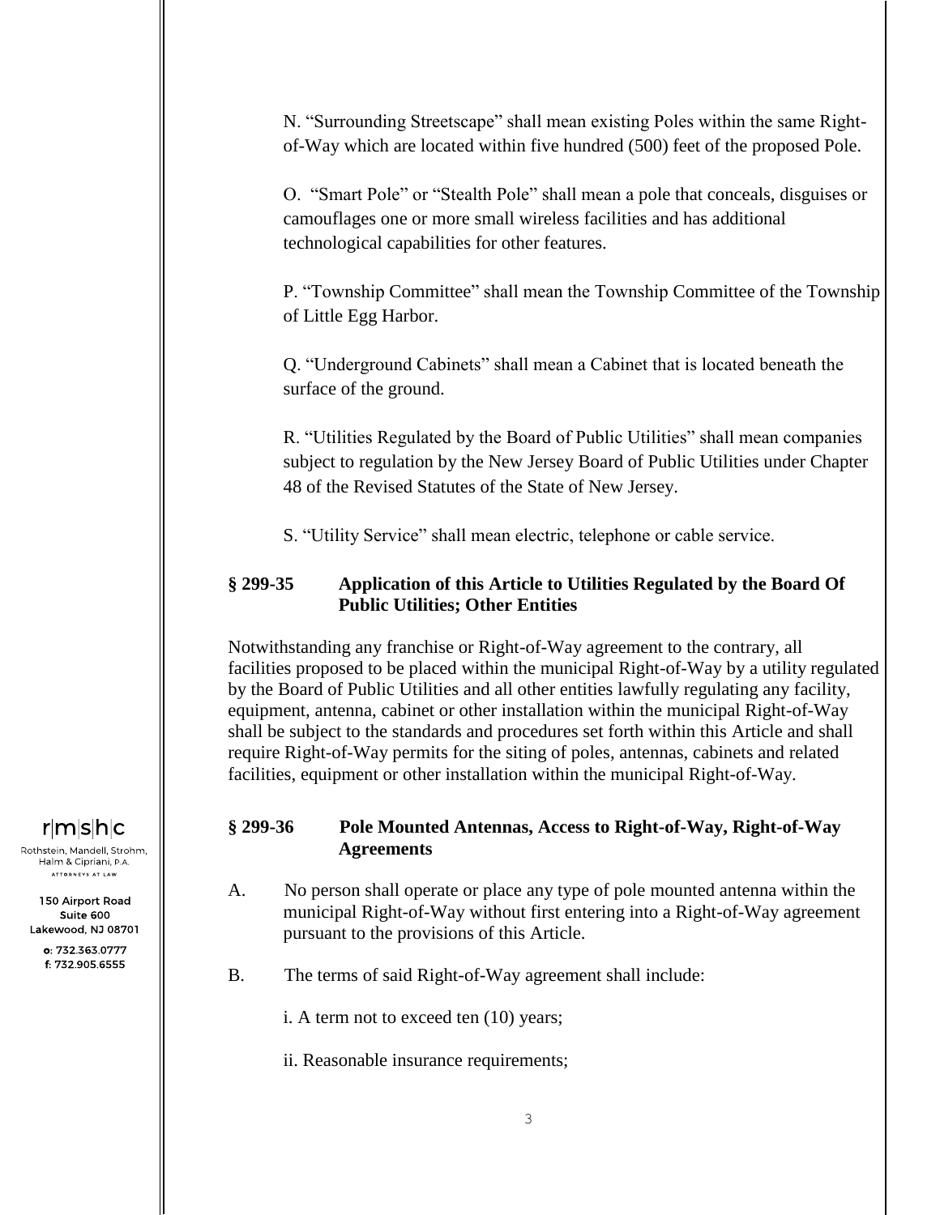N. "Surrounding Streetscape" shall mean existing Poles within the same Right-of-Way which are located within five hundred (500) feet of the proposed Pole.

O. "Smart Pole" or "Stealth Pole" shall mean a pole that conceals, disguises or camouflages one or more small wireless facilities and has additional technological capabilities for other features.

P. "Township Committee" shall mean the Township Committee of the Township of Little Egg Harbor.

Q. "Underground Cabinets" shall mean a Cabinet that is located beneath the surface of the ground.

R. "Utilities Regulated by the Board of Public Utilities" shall mean companies subject to regulation by the New Jersey Board of Public Utilities under Chapter 48 of the Revised Statutes of the State of New Jersey.

S. "Utility Service" shall mean electric, telephone or cable service.

**§ 299-35 Application of this Article to Utilities Regulated by the Board Of Public Utilities; Other Entities**

Notwithstanding any franchise or Right-of-Way agreement to the contrary, all facilities proposed to be placed within the municipal Right-of-Way by a utility regulated by the Board of Public Utilities and all other entities lawfully regulating any facility, equipment, antenna, cabinet or other installation within the municipal Right-of-Way shall be subject to the standards and procedures set forth within this Article and shall require Right-of-Way permits for the siting of poles, antennas, cabinets and related facilities, equipment or other installation within the municipal Right-of-Way.

**§ 299-36 Pole Mounted Antennas, Access to Right-of-Way, Right-of-Way Agreements**

A. No person shall operate or place any type of pole mounted antenna within the municipal Right-of-Way without first entering into a Right-of-Way agreement pursuant to the provisions of this Article.

B. The terms of said Right-of-Way agreement shall include:

i. A term not to exceed ten (10) years;

ii. Reasonable insurance requirements;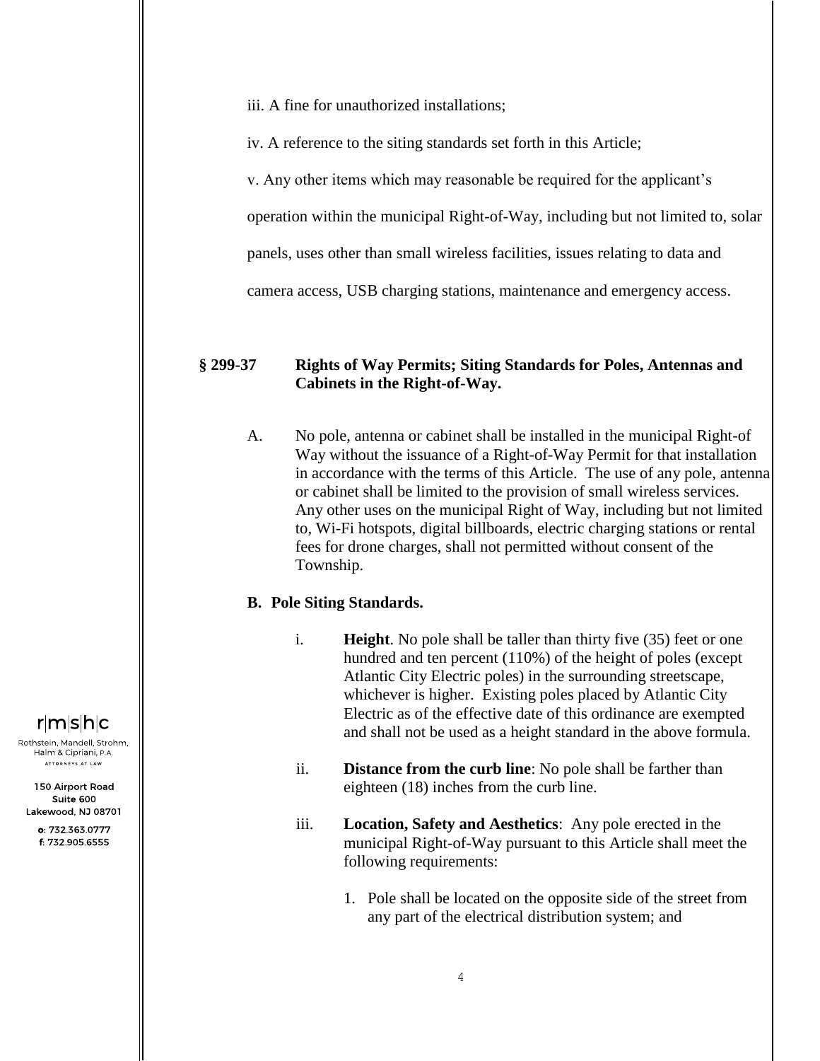iii. A fine for unauthorized installations;

iv. A reference to the siting standards set forth in this Article;

v. Any other items which may reasonable be required for the applicant's operation within the municipal Right-of-Way, including but not limited to, solar panels, uses other than small wireless facilities, issues relating to data and camera access, USB charging stations, maintenance and emergency access.

**§ 299-37 Rights of Way Permits; Siting Standards for Poles, Antennas and Cabinets in the Right-of-Way.**

A. No pole, antenna or cabinet shall be installed in the municipal Right-of Way without the issuance of a Right-of-Way Permit for that installation in accordance with the terms of this Article. The use of any pole, antenna or cabinet shall be limited to the provision of small wireless services. Any other uses on the municipal Right of Way, including but not limited to, Wi-Fi hotspots, digital billboards, electric charging stations or rental fees for drone charges, shall not permitted without consent of the Township.

**B. Pole Siting Standards.**

i. **Height**. No pole shall be taller than thirty five (35) feet or one hundred and ten percent (110%) of the height of poles (except Atlantic City Electric poles) in the surrounding streetscape, whichever is higher. Existing poles placed by Atlantic City Electric as of the effective date of this ordinance are exempted and shall not be used as a height standard in the above formula.

ii. **Distance from the curb line**: No pole shall be farther than eighteen (18) inches from the curb line.

iii. **Location, Safety and Aesthetics**: Any pole erected in the municipal Right-of-Way pursuant to this Article shall meet the following requirements:

1. Pole shall be located on the opposite side of the street from any part of the electrical distribution system; and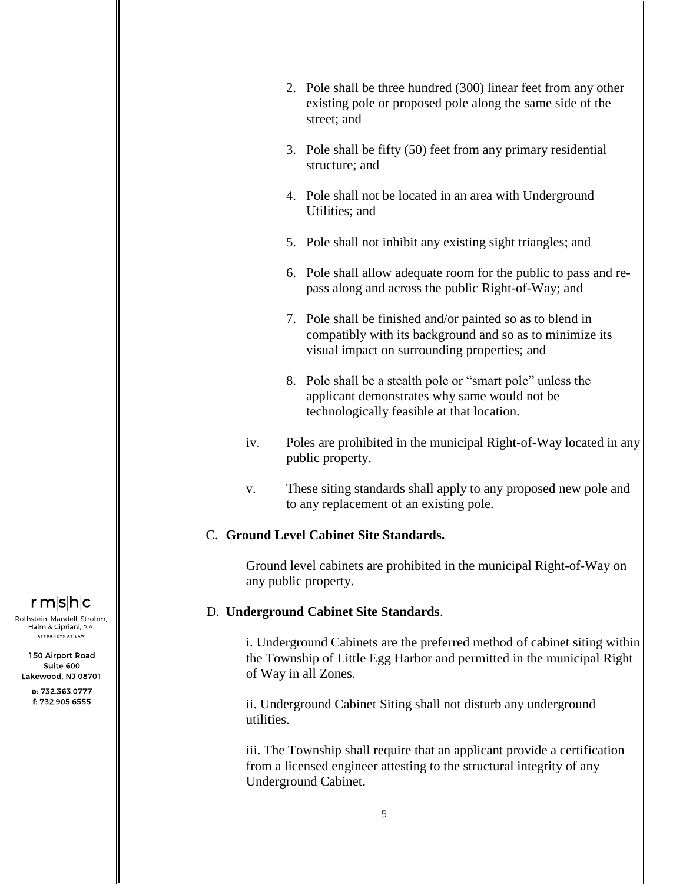2. Pole shall be three hundred (300) linear feet from any other existing pole or proposed pole along the same side of the street; and

3. Pole shall be fifty (50) feet from any primary residential structure; and

4. Pole shall not be located in an area with Underground Utilities; and

5. Pole shall not inhibit any existing sight triangles; and

6. Pole shall allow adequate room for the public to pass and re-pass along and across the public Right-of-Way; and

7. Pole shall be finished and/or painted so as to blend in compatibly with its background and so as to minimize its visual impact on surrounding properties; and

8. Pole shall be a stealth pole or "smart pole" unless the applicant demonstrates why same would not be technologically feasible at that location.

iv. Poles are prohibited in the municipal Right-of-Way located in any public property.

v. These siting standards shall apply to any proposed new pole and to any replacement of an existing pole.

C. **Ground Level Cabinet Site Standards.**

Ground level cabinets are prohibited in the municipal Right-of-Way on any public property.

D. **Underground Cabinet Site Standards**.

i. Underground Cabinets are the preferred method of cabinet siting within the Township of Little Egg Harbor and permitted in the municipal Right of Way in all Zones.

ii. Underground Cabinet Siting shall not disturb any underground utilities.

iii. The Township shall require that an applicant provide a certification from a licensed engineer attesting to the structural integrity of any Underground Cabinet.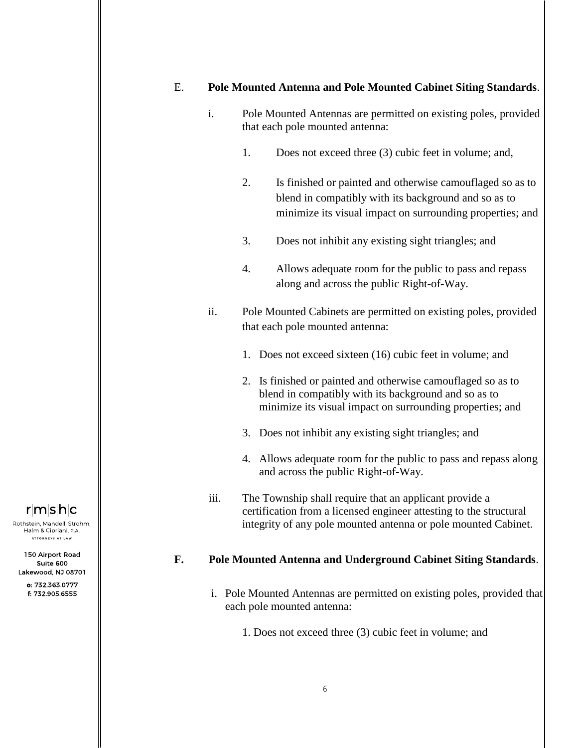E. **Pole Mounted Antenna and Pole Mounted Cabinet Siting Standards**.

i. Pole Mounted Antennas are permitted on existing poles, provided that each pole mounted antenna:

1. Does not exceed three (3) cubic feet in volume; and,

2. Is finished or painted and otherwise camouflaged so as to blend in compatibly with its background and so as to minimize its visual impact on surrounding properties; and

3. Does not inhibit any existing sight triangles; and

4. Allows adequate room for the public to pass and repass along and across the public Right-of-Way.

ii. Pole Mounted Cabinets are permitted on existing poles, provided that each pole mounted antenna:

1. Does not exceed sixteen (16) cubic feet in volume; and

2. Is finished or painted and otherwise camouflaged so as to blend in compatibly with its background and so as to minimize its visual impact on surrounding properties; and

3. Does not inhibit any existing sight triangles; and

4. Allows adequate room for the public to pass and repass along and across the public Right-of-Way.

iii. The Township shall require that an applicant provide a certification from a licensed engineer attesting to the structural integrity of any pole mounted antenna or pole mounted Cabinet.

**F. Pole Mounted Antenna and Underground Cabinet Siting Standards**.

i. Pole Mounted Antennas are permitted on existing poles, provided that each pole mounted antenna:

1. Does not exceed three (3) cubic feet in volume; and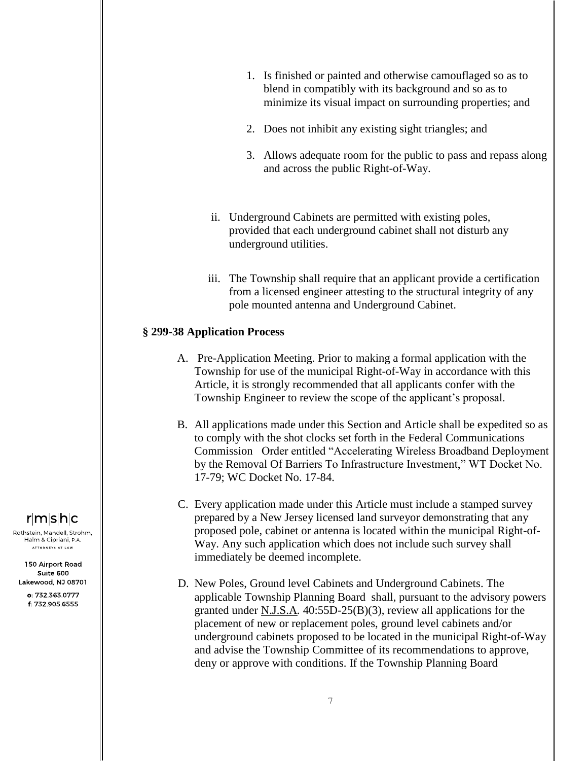1. Is finished or painted and otherwise camouflaged so as to blend in compatibly with its background and so as to minimize its visual impact on surrounding properties; and

2. Does not inhibit any existing sight triangles; and

3. Allows adequate room for the public to pass and repass along and across the public Right-of-Way.

ii. Underground Cabinets are permitted with existing poles, provided that each underground cabinet shall not disturb any underground utilities.

iii. The Township shall require that an applicant provide a certification from a licensed engineer attesting to the structural integrity of any pole mounted antenna and Underground Cabinet.

**§ 299-38 Application Process**

A. Pre-Application Meeting. Prior to making a formal application with the Township for use of the municipal Right-of-Way in accordance with this Article, it is strongly recommended that all applicants confer with the Township Engineer to review the scope of the applicant's proposal.

B. All applications made under this Section and Article shall be expedited so as to comply with the shot clocks set forth in the Federal Communications Commission Order entitled "Accelerating Wireless Broadband Deployment by the Removal Of Barriers To Infrastructure Investment," WT Docket No. 17-79; WC Docket No. 17-84.

C. Every application made under this Article must include a stamped survey prepared by a New Jersey licensed land surveyor demonstrating that any proposed pole, cabinet or antenna is located within the municipal Right-of-Way. Any such application which does not include such survey shall immediately be deemed incomplete.

D. New Poles, Ground level Cabinets and Underground Cabinets. The applicable Township Planning Board shall, pursuant to the advisory powers granted under N.J.S.A. 40:55D-25(B)(3), review all applications for the placement of new or replacement poles, ground level cabinets and/or underground cabinets proposed to be located in the municipal Right-of-Way and advise the Township Committee of its recommendations to approve, deny or approve with conditions. If the Township Planning Board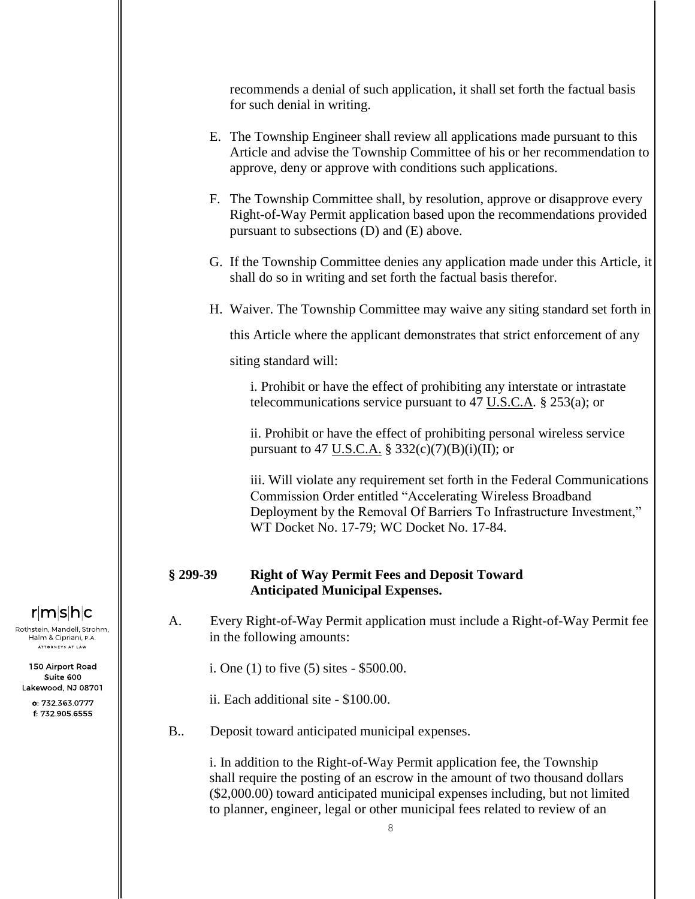recommends a denial of such application, it shall set forth the factual basis for such denial in writing.

E. The Township Engineer shall review all applications made pursuant to this Article and advise the Township Committee of his or her recommendation to approve, deny or approve with conditions such applications.

F. The Township Committee shall, by resolution, approve or disapprove every Right-of-Way Permit application based upon the recommendations provided pursuant to subsections (D) and (E) above.

G. If the Township Committee denies any application made under this Article, it shall do so in writing and set forth the factual basis therefor.

H. Waiver. The Township Committee may waive any siting standard set forth in this Article where the applicant demonstrates that strict enforcement of any siting standard will:

i. Prohibit or have the effect of prohibiting any interstate or intrastate telecommunications service pursuant to 47 U.S.C.A. § 253(a); or

ii. Prohibit or have the effect of prohibiting personal wireless service pursuant to 47 U.S.C.A. § 332(c)(7)(B)(i)(II); or

iii. Will violate any requirement set forth in the Federal Communications Commission Order entitled "Accelerating Wireless Broadband Deployment by the Removal Of Barriers To Infrastructure Investment," WT Docket No. 17-79; WC Docket No. 17-84.

**§ 299-39 Right of Way Permit Fees and Deposit Toward Anticipated Municipal Expenses.**

A. Every Right-of-Way Permit application must include a Right-of-Way Permit fee in the following amounts:

i. One (1) to five (5) sites - $500.00.

ii. Each additional site - $100.00.

B.. Deposit toward anticipated municipal expenses.

i. In addition to the Right-of-Way Permit application fee, the Township shall require the posting of an escrow in the amount of two thousand dollars ($2,000.00) toward anticipated municipal expenses including, but not limited to planner, engineer, legal or other municipal fees related to review of an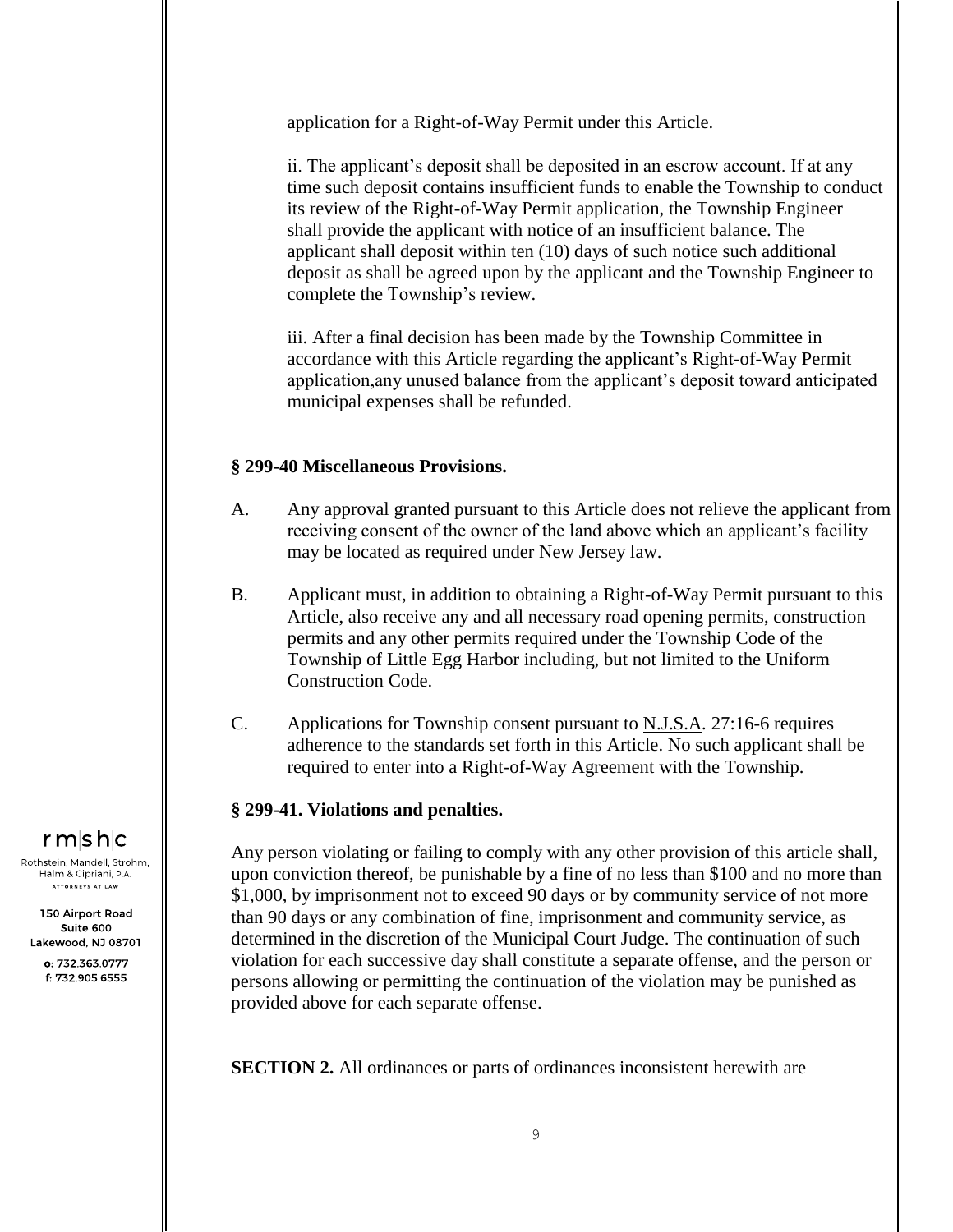application for a Right-of-Way Permit under this Article.

ii. The applicant's deposit shall be deposited in an escrow account. If at any time such deposit contains insufficient funds to enable the Township to conduct its review of the Right-of-Way Permit application, the Township Engineer shall provide the applicant with notice of an insufficient balance. The applicant shall deposit within ten (10) days of such notice such additional deposit as shall be agreed upon by the applicant and the Township Engineer to complete the Township's review.

iii. After a final decision has been made by the Township Committee in accordance with this Article regarding the applicant's Right-of-Way Permit application,any unused balance from the applicant's deposit toward anticipated municipal expenses shall be refunded.

**§ 299-40 Miscellaneous Provisions.**

A. Any approval granted pursuant to this Article does not relieve the applicant from receiving consent of the owner of the land above which an applicant's facility may be located as required under New Jersey law.

B. Applicant must, in addition to obtaining a Right-of-Way Permit pursuant to this Article, also receive any and all necessary road opening permits, construction permits and any other permits required under the Township Code of the Township of Little Egg Harbor including, but not limited to the Uniform Construction Code.

C. Applications for Township consent pursuant to N.J.S.A. 27:16-6 requires adherence to the standards set forth in this Article. No such applicant shall be required to enter into a Right-of-Way Agreement with the Township.

**§ 299-41. Violations and penalties.**

Any person violating or failing to comply with any other provision of this article shall, upon conviction thereof, be punishable by a fine of no less than $100 and no more than $1,000, by imprisonment not to exceed 90 days or by community service of not more than 90 days or any combination of fine, imprisonment and community service, as determined in the discretion of the Municipal Court Judge. The continuation of such violation for each successive day shall constitute a separate offense, and the person or persons allowing or permitting the continuation of the violation may be punished as provided above for each separate offense.

**SECTION 2.** All ordinances or parts of ordinances inconsistent herewith are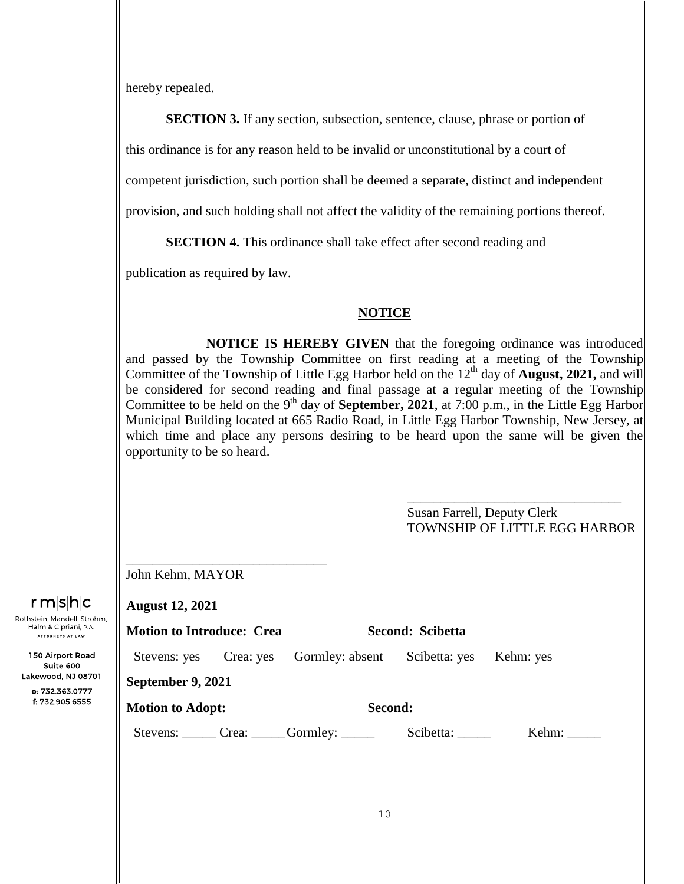hereby repealed.

**SECTION 3.** If any section, subsection, sentence, clause, phrase or portion of this ordinance is for any reason held to be invalid or unconstitutional by a court of competent jurisdiction, such portion shall be deemed a separate, distinct and independent provision, and such holding shall not affect the validity of the remaining portions thereof.

**SECTION 4.** This ordinance shall take effect after second reading and publication as required by law.

## NOTICE

**NOTICE IS HEREBY GIVEN** that the foregoing ordinance was introduced and passed by the Township Committee on first reading at a meeting of the Township Committee of the Township of Little Egg Harbor held on the 12th day of **August, 2021,** and will be considered for second reading and final passage at a regular meeting of the Township Committee to be held on the 9th day of **September, 2021**, at 7:00 p.m., in the Little Egg Harbor Municipal Building located at 665 Radio Road, in Little Egg Harbor Township, New Jersey, at which time and place any persons desiring to be heard upon the same will be given the opportunity to be so heard.

\_\_\_\_\_\_\_\_\_\_\_\_\_\_\_\_\_\_\_\_\_\_\_\_\_\_\_\_\_\_\_\_
Susan Farrell, Deputy Clerk
TOWNSHIP OF LITTLE EGG HARBOR

\_\_\_\_\_\_\_\_\_\_\_\_\_\_\_\_\_\_\_\_\_\_\_\_\_\_\_\_\_\_
John Kehm, MAYOR

r|m|s|h|c
Rothstein, Mandell, Strohm, Halm & Cipriani, P.A.
ATTORNEYS AT LAW
150 Airport Road
Suite 600
Lakewood, NJ 08701
o: 732.363.0777
f: 732.905.6555

**August 12, 2021**

**Motion to Introduce: Crea** **Second: Scibetta**

Stevens: yes Crea: yes Gormley: absent Scibetta: yes Kehm: yes

**September 9, 2021**

**Motion to Adopt:** **Second:**

Stevens: \_\_\_\_\_ Crea: \_\_\_\_\_ Gormley: \_\_\_\_\_ Scibetta: \_\_\_\_\_ Kehm: \_\_\_\_\_